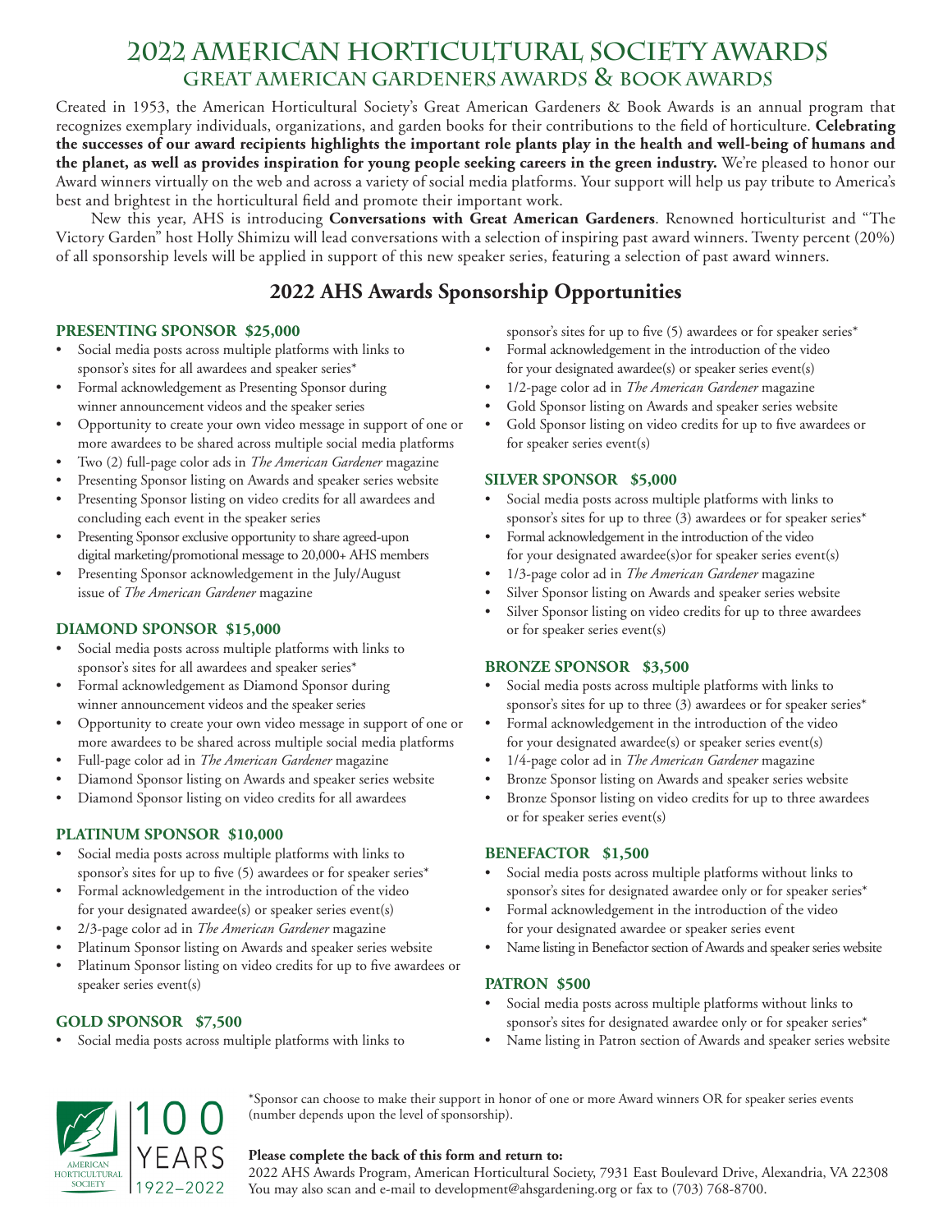# 2022 American Horticultural Society Awards
## Great American Gardeners Awards & Book Awards

Created in 1953, the American Horticultural Society's Great American Gardeners & Book Awards is an annual program that recognizes exemplary individuals, organizations, and garden books for their contributions to the field of horticulture. **Celebrating the successes of our award recipients highlights the important role plants play in the health and well-being of humans and the planet, as well as provides inspiration for young people seeking careers in the green industry.** We're pleased to honor our Award winners virtually on the web and across a variety of social media platforms. Your support will help us pay tribute to America's best and brightest in the horticultural field and promote their important work.

New this year, AHS is introducing **Conversations with Great American Gardeners**. Renowned horticulturist and "The Victory Garden" host Holly Shimizu will lead conversations with a selection of inspiring past award winners. Twenty percent (20%) of all sponsorship levels will be applied in support of this new speaker series, featuring a selection of past award winners.

## 2022 AHS Awards Sponsorship Opportunities

### PRESENTING SPONSOR $25,000

- Social media posts across multiple platforms with links to sponsor's sites for all awardees and speaker series*
- Formal acknowledgement as Presenting Sponsor during winner announcement videos and the speaker series
- Opportunity to create your own video message in support of one or more awardees to be shared across multiple social media platforms
- Two (2) full-page color ads in *The American Gardener* magazine
- Presenting Sponsor listing on Awards and speaker series website
- Presenting Sponsor listing on video credits for all awardees and concluding each event in the speaker series
- Presenting Sponsor exclusive opportunity to share agreed-upon digital marketing/promotional message to 20,000+ AHS members
- Presenting Sponsor acknowledgement in the July/August issue of *The American Gardener* magazine

### DIAMOND SPONSOR $15,000

- Social media posts across multiple platforms with links to sponsor's sites for all awardees and speaker series*
- Formal acknowledgement as Diamond Sponsor during winner announcement videos and the speaker series
- Opportunity to create your own video message in support of one or more awardees to be shared across multiple social media platforms
- Full-page color ad in *The American Gardener* magazine
- Diamond Sponsor listing on Awards and speaker series website
- Diamond Sponsor listing on video credits for all awardees

### PLATINUM SPONSOR $10,000

- Social media posts across multiple platforms with links to sponsor's sites for up to five (5) awardees or for speaker series*
- Formal acknowledgement in the introduction of the video for your designated awardee(s) or speaker series event(s)
- 2/3-page color ad in *The American Gardener* magazine
- Platinum Sponsor listing on Awards and speaker series website
- Platinum Sponsor listing on video credits for up to five awardees or speaker series event(s)

### GOLD SPONSOR $7,500

- Social media posts across multiple platforms with links to sponsor's sites for up to five (5) awardees or for speaker series*
- Formal acknowledgement in the introduction of the video for your designated awardee(s) or speaker series event(s)
- 1/2-page color ad in *The American Gardener* magazine
- Gold Sponsor listing on Awards and speaker series website
- Gold Sponsor listing on video credits for up to five awardees or for speaker series event(s)

### SILVER SPONSOR $5,000

- Social media posts across multiple platforms with links to sponsor's sites for up to three (3) awardees or for speaker series*
- Formal acknowledgement in the introduction of the video for your designated awardee(s)or for speaker series event(s)
- 1/3-page color ad in *The American Gardener* magazine
- Silver Sponsor listing on Awards and speaker series website
- Silver Sponsor listing on video credits for up to three awardees or for speaker series event(s)

### BRONZE SPONSOR $3,500

- Social media posts across multiple platforms with links to sponsor's sites for up to three (3) awardees or for speaker series*
- Formal acknowledgement in the introduction of the video for your designated awardee(s) or speaker series event(s)
- 1/4-page color ad in *The American Gardener* magazine
- Bronze Sponsor listing on Awards and speaker series website
- Bronze Sponsor listing on video credits for up to three awardees or for speaker series event(s)

### BENEFACTOR $1,500

- Social media posts across multiple platforms without links to sponsor's sites for designated awardee only or for speaker series*
- Formal acknowledgement in the introduction of the video for your designated awardee or speaker series event
- Name listing in Benefactor section of Awards and speaker series website

### PATRON $500

- Social media posts across multiple platforms without links to sponsor's sites for designated awardee only or for speaker series*
- Name listing in Patron section of Awards and speaker series website

AMERICAN HORTICULTURAL SOCIETY — 100 YEARS 1922–2022

*Sponsor can choose to make their support in honor of one or more Award winners OR for speaker series events (number depends upon the level of sponsorship).

**Please complete the back of this form and return to:**
2022 AHS Awards Program, American Horticultural Society, 7931 East Boulevard Drive, Alexandria, VA 22308
You may also scan and e-mail to development@ahsgardening.org or fax to (703) 768-8700.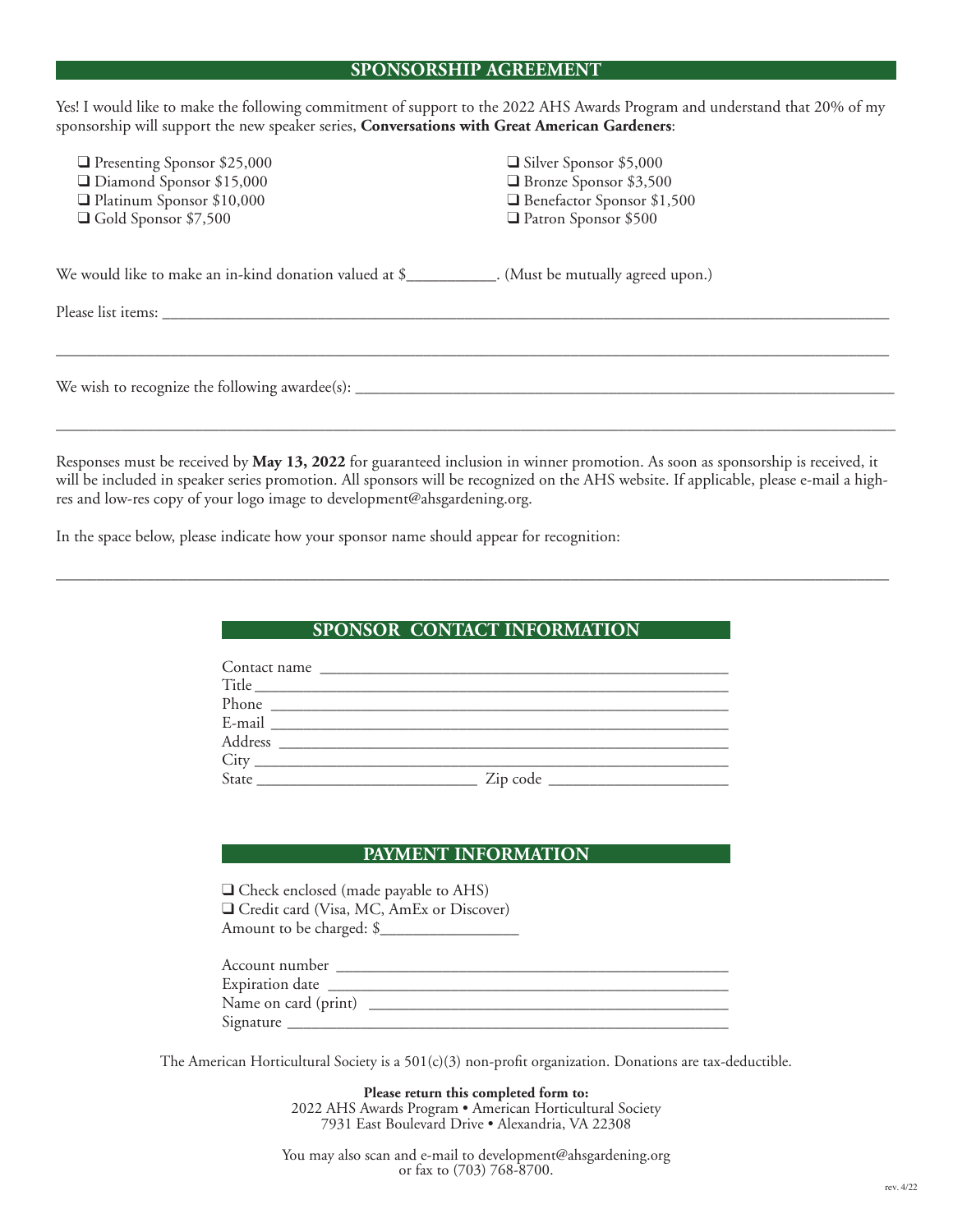## SPONSORSHIP AGREEMENT

Yes! I would like to make the following commitment of support to the 2022 AHS Awards Program and understand that 20% of my sponsorship will support the new speaker series, **Conversations with Great American Gardeners**:

- ❑ Presenting Sponsor $25,000
- ❑ Diamond Sponsor $15,000
- ❑ Platinum Sponsor $10,000
- ❑ Gold Sponsor $7,500
- ❑ Silver Sponsor $5,000
- ❑ Bronze Sponsor $3,500
- ❑ Benefactor Sponsor $1,500
- ❑ Patron Sponsor $500

We would like to make an in-kind donation valued at $___________. (Must be mutually agreed upon.)

Please list items: ____________________________________________________________________________

____________________________________________________________________________

We wish to recognize the following awardee(s): ____________________________________________________________

____________________________________________________________________________

Responses must be received by **May 13, 2022** for guaranteed inclusion in winner promotion. As soon as sponsorship is received, it will be included in speaker series promotion. All sponsors will be recognized on the AHS website. If applicable, please e-mail a high-res and low-res copy of your logo image to development@ahsgardening.org.

In the space below, please indicate how your sponsor name should appear for recognition:

____________________________________________________________________________

## SPONSOR CONTACT INFORMATION

Contact name ____________________________________________
Title ____________________________________________
Phone ____________________________________________
E-mail ____________________________________________
Address ____________________________________________
City ____________________________________________
State ___________________________ Zip code _____________________

## PAYMENT INFORMATION

❑ Check enclosed (made payable to AHS)
❑ Credit card (Visa, MC, AmEx or Discover)
Amount to be charged: $_________________

Account number ____________________________________________
Expiration date ____________________________________________
Name on card (print) ____________________________________________
Signature ____________________________________________

The American Horticultural Society is a 501(c)(3) non-profit organization. Donations are tax-deductible.

**Please return this completed form to:**
2022 AHS Awards Program • American Horticultural Society
7931 East Boulevard Drive • Alexandria, VA 22308

You may also scan and e-mail to development@ahsgardening.org
or fax to (703) 768-8700.

rev. 4/22